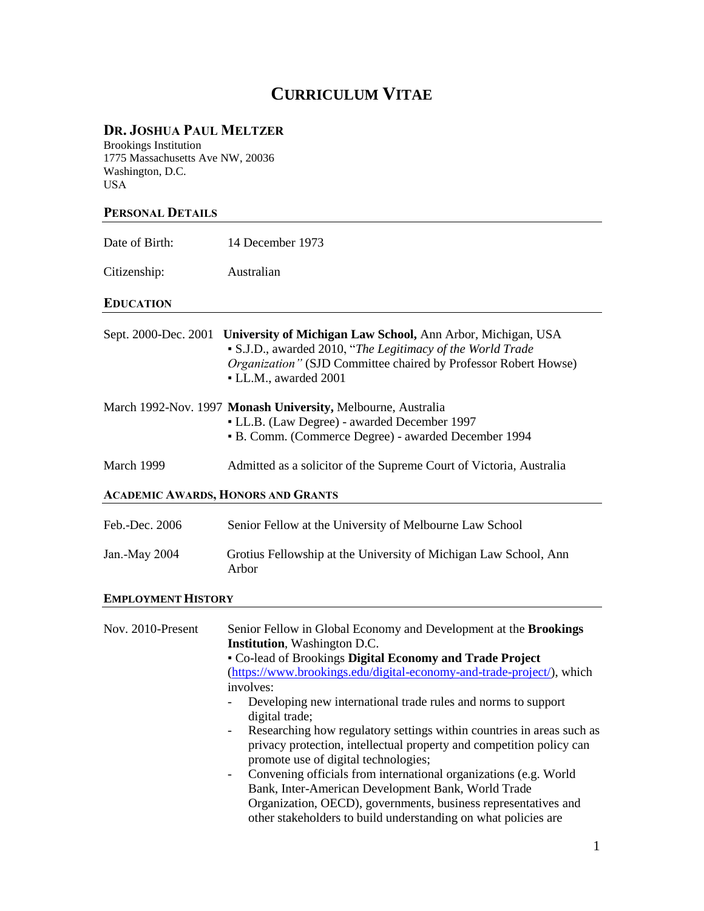# CURRICULUM VITAE

## DR. JOSHUA PAUL MELTZER

Brookings Institution
1775 Massachusetts Ave NW, 20036
Washington, D.C.
USA

### PERSONAL DETAILS

| | |
|---|---|
| Date of Birth: | 14 December 1973 |
| Citizenship: | Australian |

### EDUCATION

**Sept. 2000-Dec. 2001** — **University of Michigan Law School,** Ann Arbor, Michigan, USA
- S.J.D., awarded 2010, "*The Legitimacy of the World Trade Organization"* (SJD Committee chaired by Professor Robert Howse)
- LL.M., awarded 2001

**March 1992-Nov. 1997** — **Monash University,** Melbourne, Australia
- LL.B. (Law Degree) - awarded December 1997
- B. Comm. (Commerce Degree) - awarded December 1994

**March 1999** — Admitted as a solicitor of the Supreme Court of Victoria, Australia

### ACADEMIC AWARDS, HONORS AND GRANTS

| | |
|---|---|
| Feb.-Dec. 2006 | Senior Fellow at the University of Melbourne Law School |
| Jan.-May 2004 | Grotius Fellowship at the University of Michigan Law School, Ann Arbor |

### EMPLOYMENT HISTORY

**Nov. 2010-Present** — Senior Fellow in Global Economy and Development at the **Brookings Institution**, Washington D.C.
- Co-lead of Brookings **Digital Economy and Trade Project** (https://www.brookings.edu/digital-economy-and-trade-project/), which involves:
  - Developing new international trade rules and norms to support digital trade;
  - Researching how regulatory settings within countries in areas such as privacy protection, intellectual property and competition policy can promote use of digital technologies;
  - Convening officials from international organizations (e.g. World Bank, Inter-American Development Bank, World Trade Organization, OECD), governments, business representatives and other stakeholders to build understanding on what policies are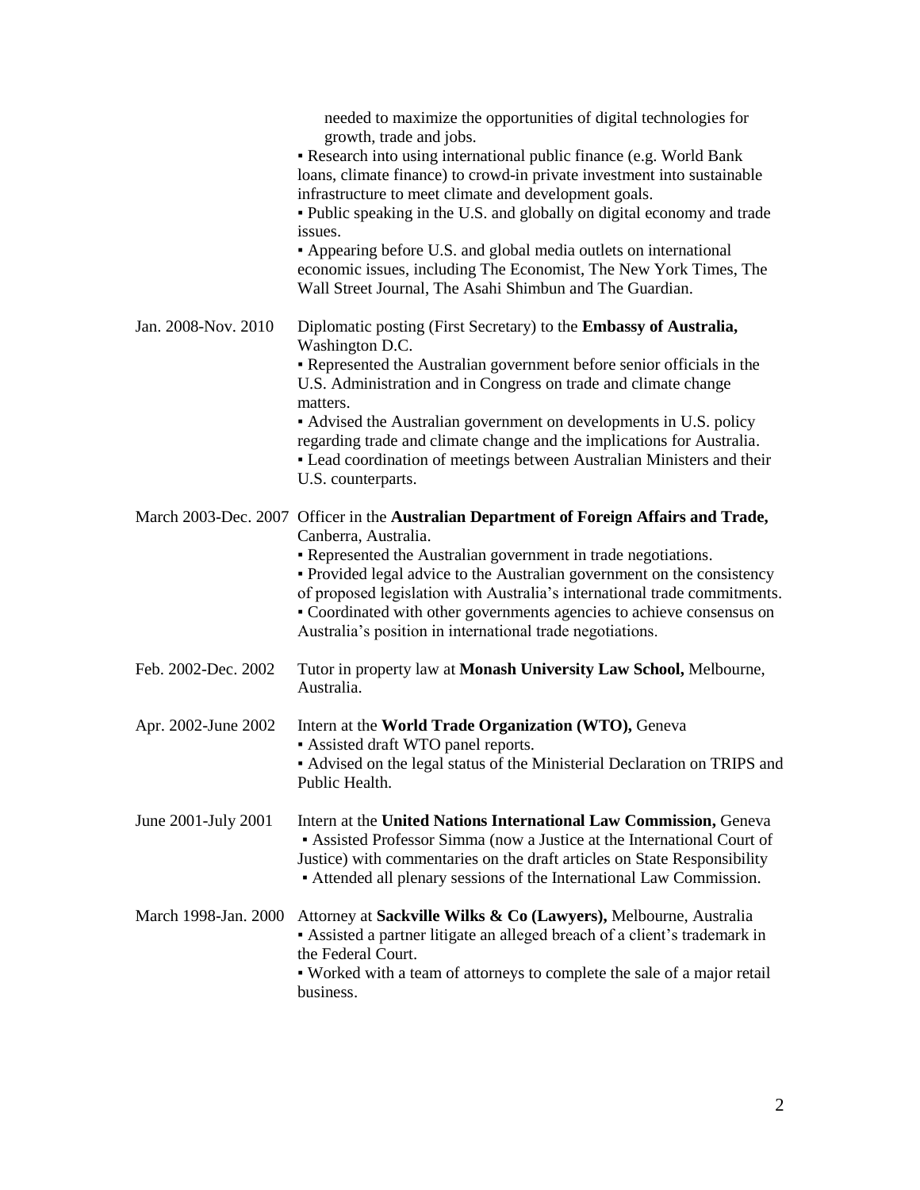needed to maximize the opportunities of digital technologies for growth, trade and jobs.

▪ Research into using international public finance (e.g. World Bank loans, climate finance) to crowd-in private investment into sustainable infrastructure to meet climate and development goals.

▪ Public speaking in the U.S. and globally on digital economy and trade issues.

▪ Appearing before U.S. and global media outlets on international economic issues, including The Economist, The New York Times, The Wall Street Journal, The Asahi Shimbun and The Guardian.

Jan. 2008-Nov. 2010 — Diplomatic posting (First Secretary) to the **Embassy of Australia,** Washington D.C.

▪ Represented the Australian government before senior officials in the U.S. Administration and in Congress on trade and climate change matters.

▪ Advised the Australian government on developments in U.S. policy regarding trade and climate change and the implications for Australia.

▪ Lead coordination of meetings between Australian Ministers and their U.S. counterparts.

March 2003-Dec. 2007 — Officer in the **Australian Department of Foreign Affairs and Trade,** Canberra, Australia.

▪ Represented the Australian government in trade negotiations.

▪ Provided legal advice to the Australian government on the consistency of proposed legislation with Australia's international trade commitments.

▪ Coordinated with other governments agencies to achieve consensus on Australia's position in international trade negotiations.

Feb. 2002-Dec. 2002 — Tutor in property law at **Monash University Law School,** Melbourne, Australia.

Apr. 2002-June 2002 — Intern at the **World Trade Organization (WTO),** Geneva

▪ Assisted draft WTO panel reports.

▪ Advised on the legal status of the Ministerial Declaration on TRIPS and Public Health.

June 2001-July 2001 — Intern at the **United Nations International Law Commission,** Geneva

▪ Assisted Professor Simma (now a Justice at the International Court of Justice) with commentaries on the draft articles on State Responsibility

▪ Attended all plenary sessions of the International Law Commission.

March 1998-Jan. 2000 — Attorney at **Sackville Wilks & Co (Lawyers),** Melbourne, Australia

▪ Assisted a partner litigate an alleged breach of a client's trademark in the Federal Court.

▪ Worked with a team of attorneys to complete the sale of a major retail business.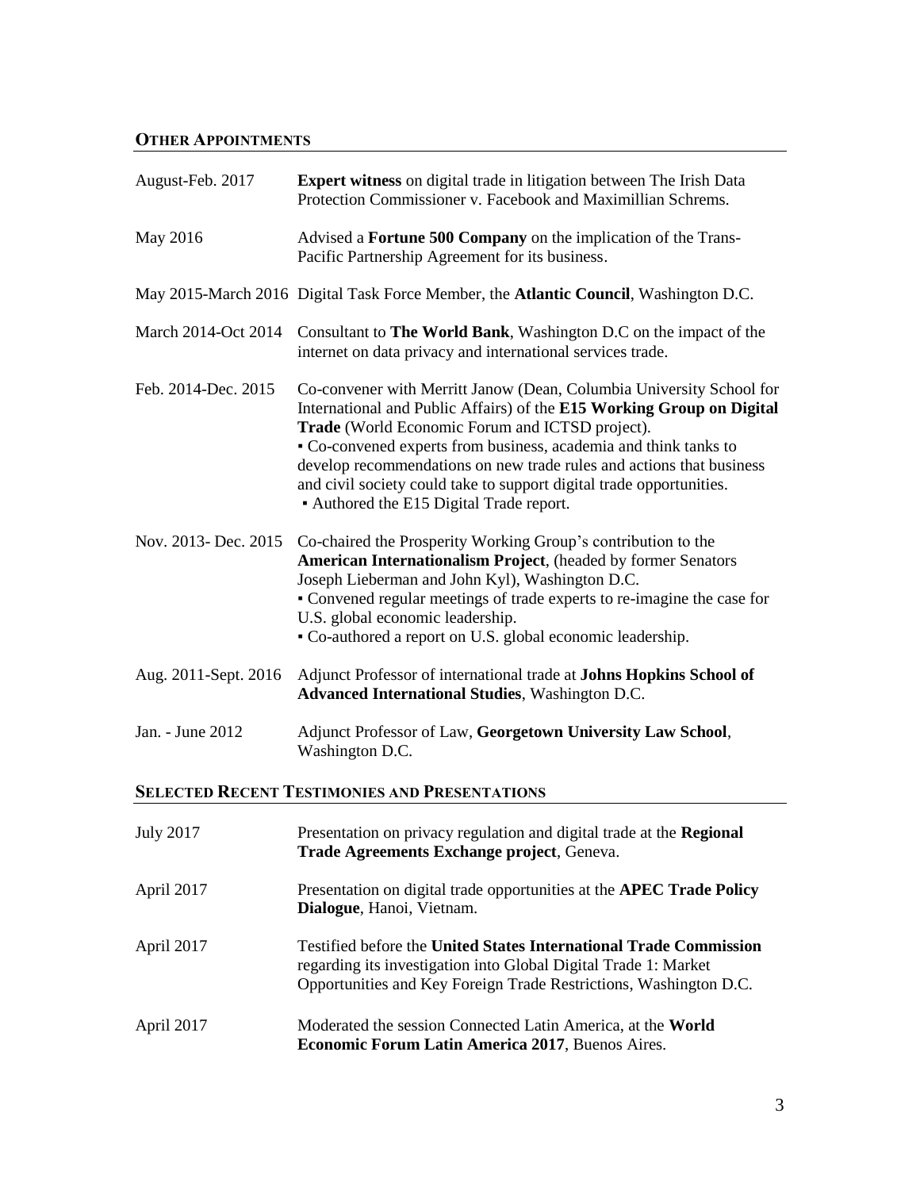## OTHER APPOINTMENTS

August-Feb. 2017 — **Expert witness** on digital trade in litigation between The Irish Data Protection Commissioner v. Facebook and Maximillian Schrems.

May 2016 — Advised a **Fortune 500 Company** on the implication of the Trans-Pacific Partnership Agreement for its business.

May 2015-March 2016 — Digital Task Force Member, the **Atlantic Council**, Washington D.C.

March 2014-Oct 2014 — Consultant to **The World Bank**, Washington D.C on the impact of the internet on data privacy and international services trade.

Feb. 2014-Dec. 2015 — Co-convener with Merritt Janow (Dean, Columbia University School for International and Public Affairs) of the **E15 Working Group on Digital Trade** (World Economic Forum and ICTSD project).
- Co-convened experts from business, academia and think tanks to develop recommendations on new trade rules and actions that business and civil society could take to support digital trade opportunities.
- Authored the E15 Digital Trade report.

Nov. 2013- Dec. 2015 — Co-chaired the Prosperity Working Group's contribution to the **American Internationalism Project**, (headed by former Senators Joseph Lieberman and John Kyl), Washington D.C.
- Convened regular meetings of trade experts to re-imagine the case for U.S. global economic leadership.
- Co-authored a report on U.S. global economic leadership.

Aug. 2011-Sept. 2016 — Adjunct Professor of international trade at **Johns Hopkins School of Advanced International Studies**, Washington D.C.

Jan. - June 2012 — Adjunct Professor of Law, **Georgetown University Law School**, Washington D.C.

## SELECTED RECENT TESTIMONIES AND PRESENTATIONS

July 2017 — Presentation on privacy regulation and digital trade at the **Regional Trade Agreements Exchange project**, Geneva.

April 2017 — Presentation on digital trade opportunities at the **APEC Trade Policy Dialogue**, Hanoi, Vietnam.

April 2017 — Testified before the **United States International Trade Commission** regarding its investigation into Global Digital Trade 1: Market Opportunities and Key Foreign Trade Restrictions, Washington D.C.

April 2017 — Moderated the session Connected Latin America, at the **World Economic Forum Latin America 2017**, Buenos Aires.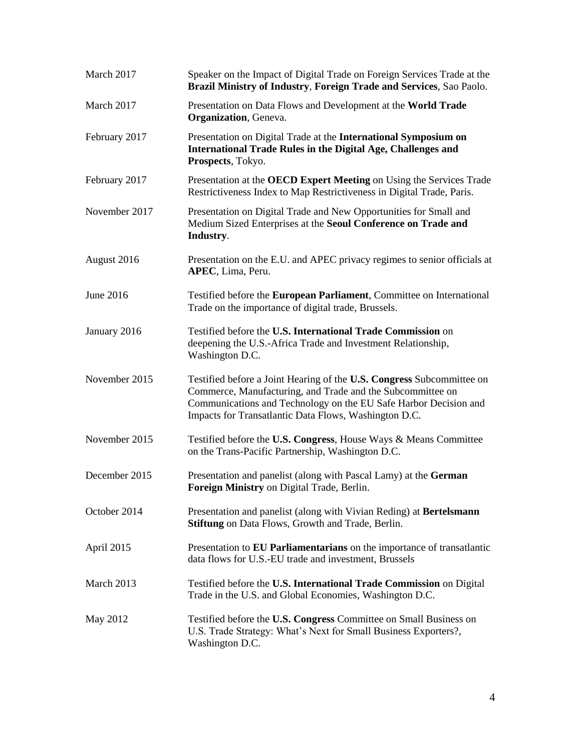| | |
|---|---|
| March 2017 | Speaker on the Impact of Digital Trade on Foreign Services Trade at the **Brazil Ministry of Industry**, **Foreign Trade and Services**, Sao Paolo. |
| March 2017 | Presentation on Data Flows and Development at the **World Trade Organization**, Geneva. |
| February 2017 | Presentation on Digital Trade at the **International Symposium on International Trade Rules in the Digital Age, Challenges and Prospects**, Tokyo. |
| February 2017 | Presentation at the **OECD Expert Meeting** on Using the Services Trade Restrictiveness Index to Map Restrictiveness in Digital Trade, Paris. |
| November 2017 | Presentation on Digital Trade and New Opportunities for Small and Medium Sized Enterprises at the **Seoul Conference on Trade and Industry**. |
| August 2016 | Presentation on the E.U. and APEC privacy regimes to senior officials at **APEC**, Lima, Peru. |
| June 2016 | Testified before the **European Parliament**, Committee on International Trade on the importance of digital trade, Brussels. |
| January 2016 | Testified before the **U.S. International Trade Commission** on deepening the U.S.-Africa Trade and Investment Relationship, Washington D.C. |
| November 2015 | Testified before a Joint Hearing of the **U.S. Congress** Subcommittee on Commerce, Manufacturing, and Trade and the Subcommittee on Communications and Technology on the EU Safe Harbor Decision and Impacts for Transatlantic Data Flows, Washington D.C. |
| November 2015 | Testified before the **U.S. Congress**, House Ways & Means Committee on the Trans-Pacific Partnership, Washington D.C. |
| December 2015 | Presentation and panelist (along with Pascal Lamy) at the **German Foreign Ministry** on Digital Trade, Berlin. |
| October 2014 | Presentation and panelist (along with Vivian Reding) at **Bertelsmann Stiftung** on Data Flows, Growth and Trade, Berlin. |
| April 2015 | Presentation to **EU Parliamentarians** on the importance of transatlantic data flows for U.S.-EU trade and investment, Brussels |
| March 2013 | Testified before the **U.S. International Trade Commission** on Digital Trade in the U.S. and Global Economies, Washington D.C. |
| May 2012 | Testified before the **U.S. Congress** Committee on Small Business on U.S. Trade Strategy: What's Next for Small Business Exporters?, Washington D.C. |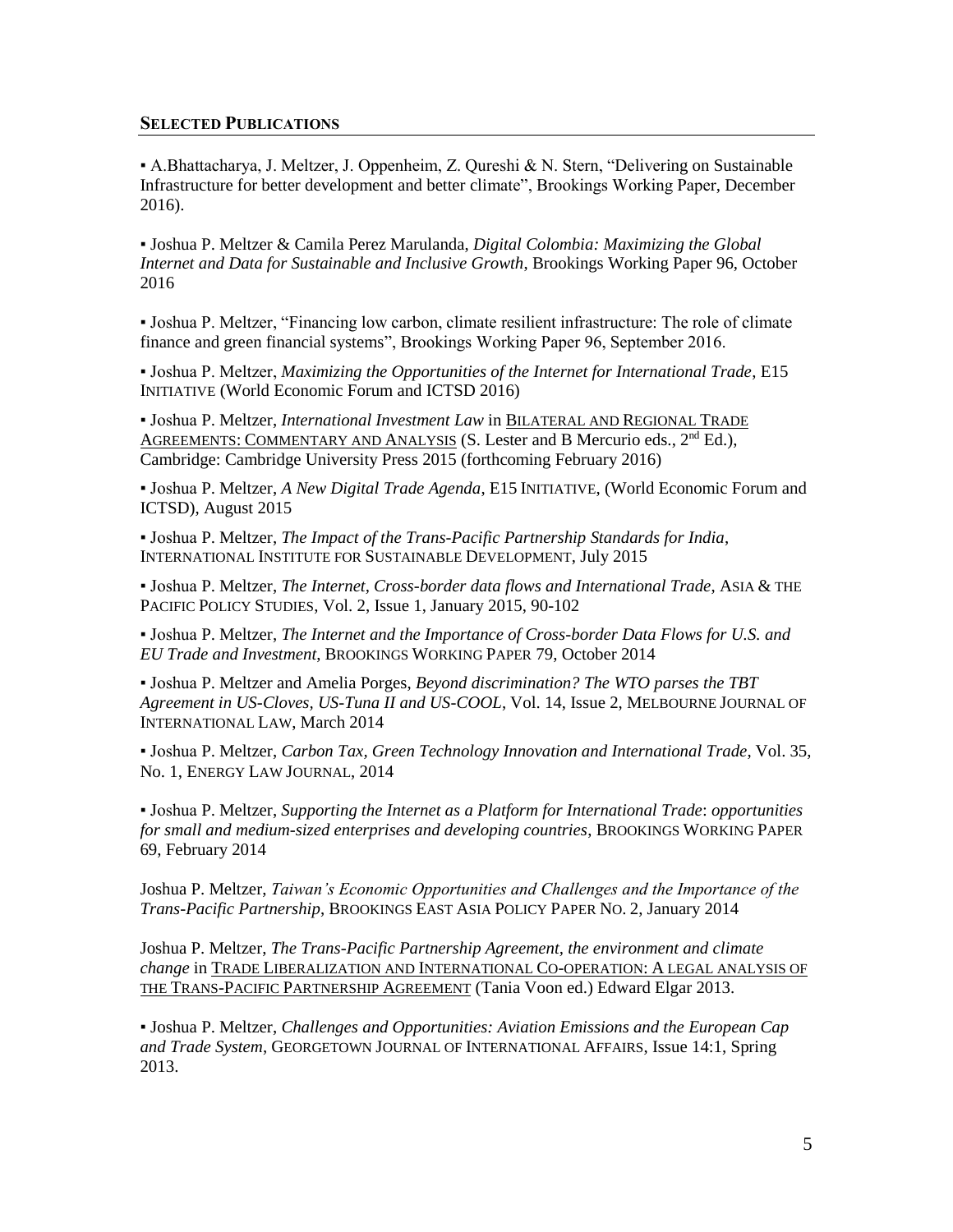## SELECTED PUBLICATIONS

▪ A.Bhattacharya, J. Meltzer, J. Oppenheim, Z. Qureshi & N. Stern, "Delivering on Sustainable Infrastructure for better development and better climate", Brookings Working Paper, December 2016).

▪ Joshua P. Meltzer & Camila Perez Marulanda, *Digital Colombia: Maximizing the Global Internet and Data for Sustainable and Inclusive Growth*, Brookings Working Paper 96, October 2016

▪ Joshua P. Meltzer, "Financing low carbon, climate resilient infrastructure: The role of climate finance and green financial systems", Brookings Working Paper 96, September 2016.

▪ Joshua P. Meltzer, *Maximizing the Opportunities of the Internet for International Trade*, E15 INITIATIVE (World Economic Forum and ICTSD 2016)

▪ Joshua P. Meltzer, *International Investment Law* in BILATERAL AND REGIONAL TRADE AGREEMENTS: COMMENTARY AND ANALYSIS (S. Lester and B Mercurio eds., 2nd Ed.), Cambridge: Cambridge University Press 2015 (forthcoming February 2016)

▪ Joshua P. Meltzer, *A New Digital Trade Agenda*, E15 INITIATIVE, (World Economic Forum and ICTSD), August 2015

▪ Joshua P. Meltzer, *The Impact of the Trans-Pacific Partnership Standards for India*, INTERNATIONAL INSTITUTE FOR SUSTAINABLE DEVELOPMENT, July 2015

▪ Joshua P. Meltzer, *The Internet, Cross-border data flows and International Trade*, ASIA & THE PACIFIC POLICY STUDIES, Vol. 2, Issue 1, January 2015, 90-102

▪ Joshua P. Meltzer, *The Internet and the Importance of Cross-border Data Flows for U.S. and EU Trade and Investment*, BROOKINGS WORKING PAPER 79, October 2014

▪ Joshua P. Meltzer and Amelia Porges, *Beyond discrimination? The WTO parses the TBT Agreement in US-Cloves, US-Tuna II and US-COOL*, Vol. 14, Issue 2, MELBOURNE JOURNAL OF INTERNATIONAL LAW, March 2014

▪ Joshua P. Meltzer, *Carbon Tax, Green Technology Innovation and International Trade*, Vol. 35, No. 1, ENERGY LAW JOURNAL, 2014

▪ Joshua P. Meltzer, *Supporting the Internet as a Platform for International Trade*: *opportunities for small and medium-sized enterprises and developing countries*, BROOKINGS WORKING PAPER 69, February 2014

Joshua P. Meltzer, *Taiwan's Economic Opportunities and Challenges and the Importance of the Trans-Pacific Partnership*, BROOKINGS EAST ASIA POLICY PAPER NO. 2, January 2014

Joshua P. Meltzer, *The Trans-Pacific Partnership Agreement, the environment and climate change* in TRADE LIBERALIZATION AND INTERNATIONAL CO-OPERATION: A LEGAL ANALYSIS OF THE TRANS-PACIFIC PARTNERSHIP AGREEMENT (Tania Voon ed.) Edward Elgar 2013.

▪ Joshua P. Meltzer, *Challenges and Opportunities: Aviation Emissions and the European Cap and Trade System*, GEORGETOWN JOURNAL OF INTERNATIONAL AFFAIRS, Issue 14:1, Spring 2013.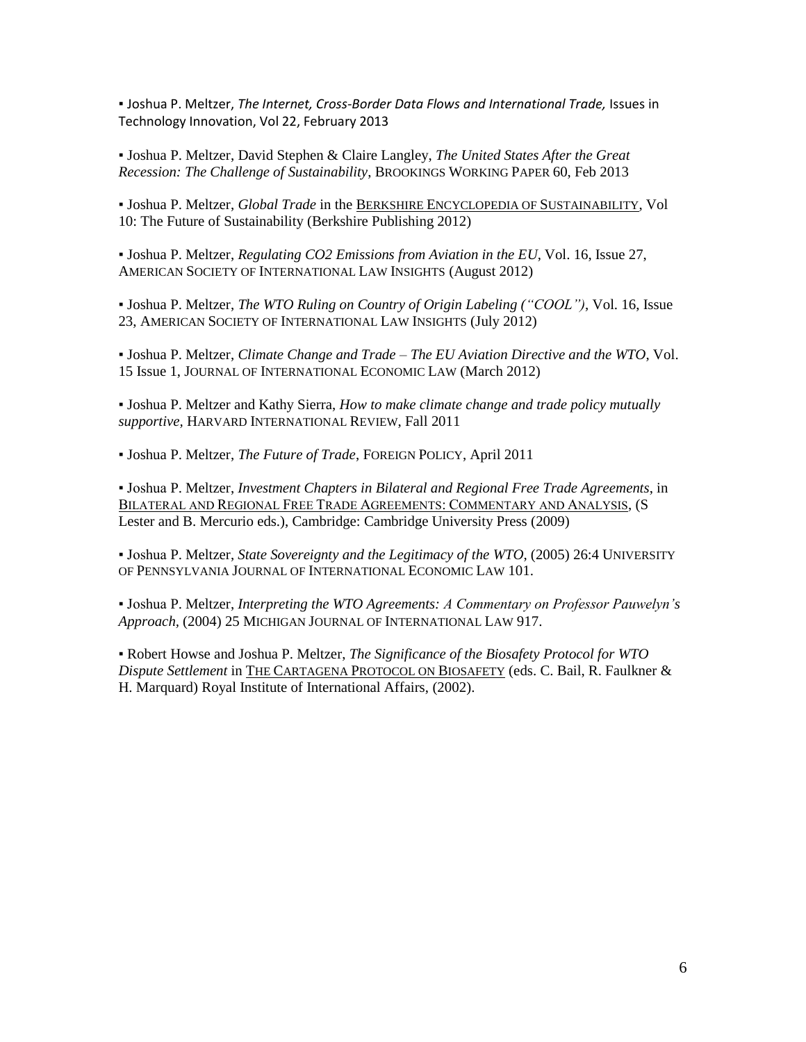▪ Joshua P. Meltzer, *The Internet, Cross-Border Data Flows and International Trade,* Issues in Technology Innovation, Vol 22, February 2013

▪ Joshua P. Meltzer, David Stephen & Claire Langley, *The United States After the Great Recession: The Challenge of Sustainability*, BROOKINGS WORKING PAPER 60, Feb 2013

▪ Joshua P. Meltzer, *Global Trade* in the BERKSHIRE ENCYCLOPEDIA OF SUSTAINABILITY, Vol 10: The Future of Sustainability (Berkshire Publishing 2012)

▪ Joshua P. Meltzer, *Regulating CO2 Emissions from Aviation in the EU*, Vol. 16, Issue 27, AMERICAN SOCIETY OF INTERNATIONAL LAW INSIGHTS (August 2012)

▪ Joshua P. Meltzer, *The WTO Ruling on Country of Origin Labeling ("COOL")*, Vol. 16, Issue 23, AMERICAN SOCIETY OF INTERNATIONAL LAW INSIGHTS (July 2012)

▪ Joshua P. Meltzer, *Climate Change and Trade – The EU Aviation Directive and the WTO*, Vol. 15 Issue 1, JOURNAL OF INTERNATIONAL ECONOMIC LAW (March 2012)

▪ Joshua P. Meltzer and Kathy Sierra, *How to make climate change and trade policy mutually supportive*, HARVARD INTERNATIONAL REVIEW, Fall 2011

▪ Joshua P. Meltzer, *The Future of Trade*, FOREIGN POLICY, April 2011

▪ Joshua P. Meltzer, *Investment Chapters in Bilateral and Regional Free Trade Agreements*, in BILATERAL AND REGIONAL FREE TRADE AGREEMENTS: COMMENTARY AND ANALYSIS, (S Lester and B. Mercurio eds.), Cambridge: Cambridge University Press (2009)

▪ Joshua P. Meltzer, *State Sovereignty and the Legitimacy of the WTO*, (2005) 26:4 UNIVERSITY OF PENNSYLVANIA JOURNAL OF INTERNATIONAL ECONOMIC LAW 101.

▪ Joshua P. Meltzer, *Interpreting the WTO Agreements: A Commentary on Professor Pauwelyn's Approach*, (2004) 25 MICHIGAN JOURNAL OF INTERNATIONAL LAW 917.

▪ Robert Howse and Joshua P. Meltzer, *The Significance of the Biosafety Protocol for WTO Dispute Settlement* in THE CARTAGENA PROTOCOL ON BIOSAFETY (eds. C. Bail, R. Faulkner & H. Marquard) Royal Institute of International Affairs, (2002).